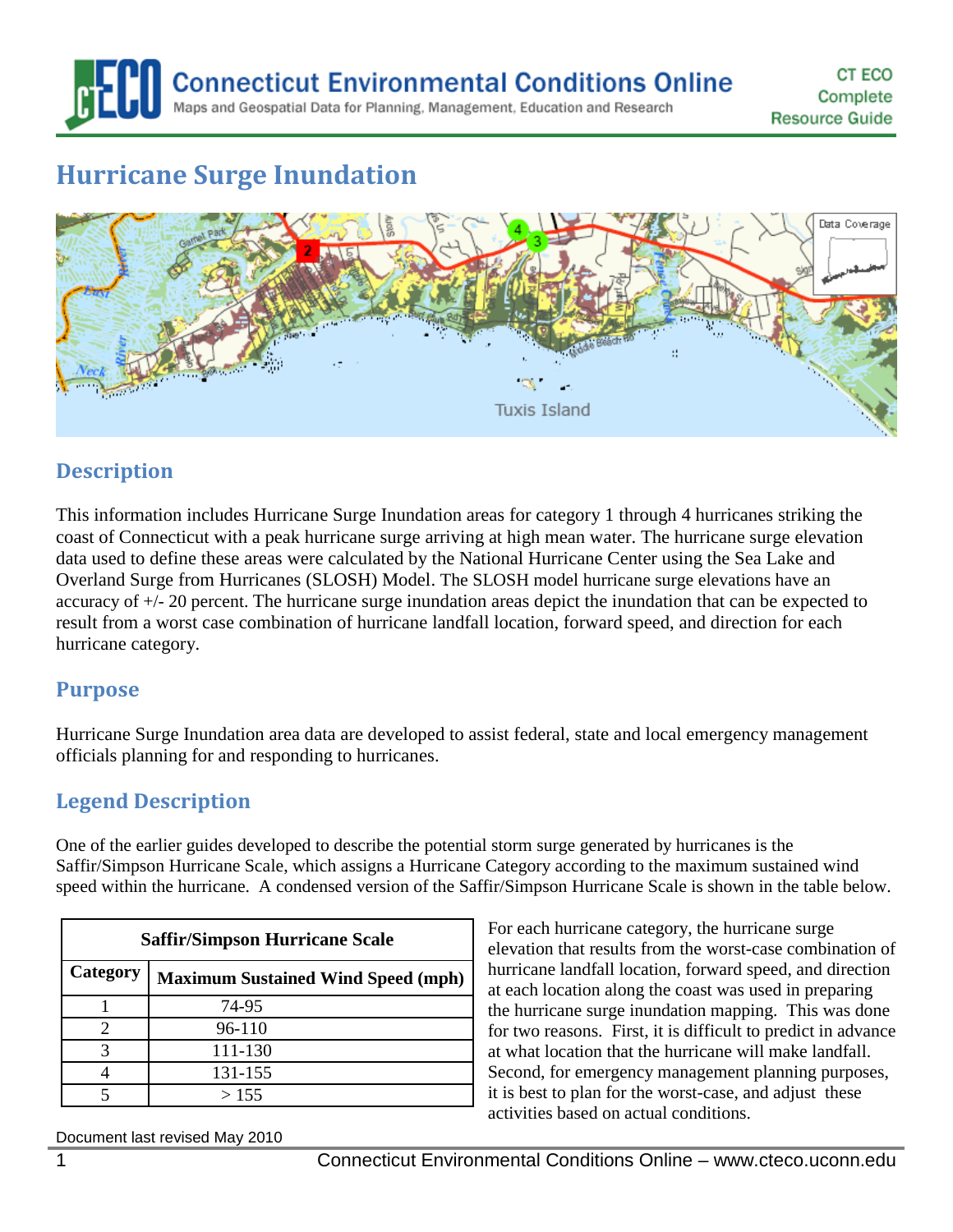# Connecticut Environmental Conditions Online

Maps and Geospatial Data for Planning, Management, Education and Research

CT ECO Complete Resource Guide

## Hurricane Surge Inundation

### Description

This information includes Hurricane Surge Inundation areas for category 1 through 4 hurricanes striking the coast of Connecticut with a peak hurricane surge arriving at high mean water. The hurricane surge elevation data used to define these areas were calculated by the National Hurricane Center using the Sea Lake and Overland Surge from Hurricanes (SLOSH) Model. The SLOSH model hurricane surge elevations have an accuracy of +/- 20 percent. The hurricane surge inundation areas depict the inundation that can be expected to result from a worst case combination of hurricane landfall location, forward speed, and direction for each hurricane category.

### Purpose

Hurricane Surge Inundation area data are developed to assist federal, state and local emergency management officials planning for and responding to hurricanes.

### Legend Description

One of the earlier guides developed to describe the potential storm surge generated by hurricanes is the Saffir/Simpson Hurricane Scale, which assigns a Hurricane Category according to the maximum sustained wind speed within the hurricane. A condensed version of the Saffir/Simpson Hurricane Scale is shown in the table below.

| Saffir/Simpson Hurricane Scale | |
|---|---|
| **Category** | **Maximum Sustained Wind Speed (mph)** |
| 1 | 74-95 |
| 2 | 96-110 |
| 3 | 111-130 |
| 4 | 131-155 |
| 5 | > 155 |

For each hurricane category, the hurricane surge elevation that results from the worst-case combination of hurricane landfall location, forward speed, and direction at each location along the coast was used in preparing the hurricane surge inundation mapping. This was done for two reasons. First, it is difficult to predict in advance at what location that the hurricane will make landfall. Second, for emergency management planning purposes, it is best to plan for the worst-case, and adjust these activities based on actual conditions.

Document last revised May 2010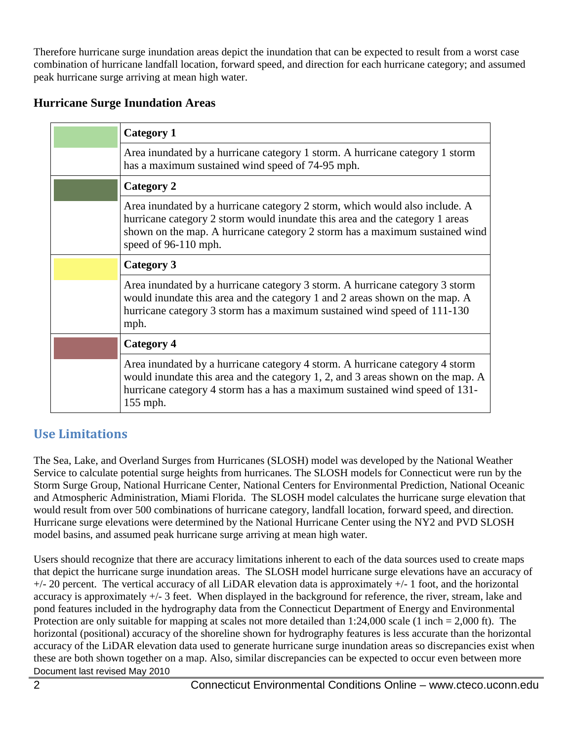Therefore hurricane surge inundation areas depict the inundation that can be expected to result from a worst case combination of hurricane landfall location, forward speed, and direction for each hurricane category; and assumed peak hurricane surge arriving at mean high water.

### Hurricane Surge Inundation Areas

| | |
|---|---|
| | **Category 1** |
| | Area inundated by a hurricane category 1 storm. A hurricane category 1 storm has a maximum sustained wind speed of 74-95 mph. |
| | **Category 2** |
| | Area inundated by a hurricane category 2 storm, which would also include. A hurricane category 2 storm would inundate this area and the category 1 areas shown on the map. A hurricane category 2 storm has a maximum sustained wind speed of 96-110 mph. |
| | **Category 3** |
| | Area inundated by a hurricane category 3 storm. A hurricane category 3 storm would inundate this area and the category 1 and 2 areas shown on the map. A hurricane category 3 storm has a maximum sustained wind speed of 111-130 mph. |
| | **Category 4** |
| | Area inundated by a hurricane category 4 storm. A hurricane category 4 storm would inundate this area and the category 1, 2, and 3 areas shown on the map. A hurricane category 4 storm has a has a maximum sustained wind speed of 131-155 mph. |

## Use Limitations

The Sea, Lake, and Overland Surges from Hurricanes (SLOSH) model was developed by the National Weather Service to calculate potential surge heights from hurricanes. The SLOSH models for Connecticut were run by the Storm Surge Group, National Hurricane Center, National Centers for Environmental Prediction, National Oceanic and Atmospheric Administration, Miami Florida. The SLOSH model calculates the hurricane surge elevation that would result from over 500 combinations of hurricane category, landfall location, forward speed, and direction. Hurricane surge elevations were determined by the National Hurricane Center using the NY2 and PVD SLOSH model basins, and assumed peak hurricane surge arriving at mean high water.

Users should recognize that there are accuracy limitations inherent to each of the data sources used to create maps that depict the hurricane surge inundation areas. The SLOSH model hurricane surge elevations have an accuracy of +/- 20 percent. The vertical accuracy of all LiDAR elevation data is approximately +/- 1 foot, and the horizontal accuracy is approximately +/- 3 feet. When displayed in the background for reference, the river, stream, lake and pond features included in the hydrography data from the Connecticut Department of Energy and Environmental Protection are only suitable for mapping at scales not more detailed than 1:24,000 scale (1 inch = 2,000 ft). The horizontal (positional) accuracy of the shoreline shown for hydrography features is less accurate than the horizontal accuracy of the LiDAR elevation data used to generate hurricane surge inundation areas so discrepancies exist when these are both shown together on a map. Also, similar discrepancies can be expected to occur even between more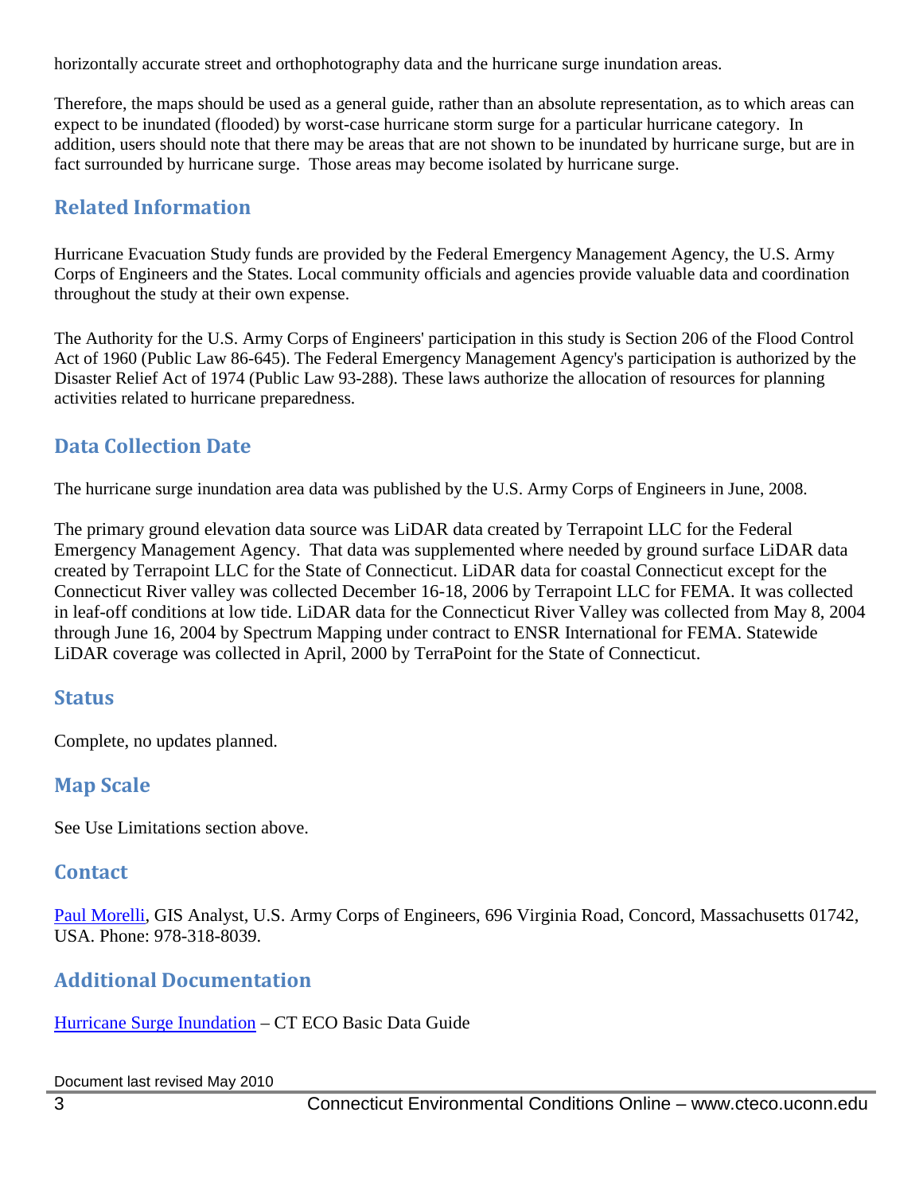horizontally accurate street and orthophotography data and the hurricane surge inundation areas.

Therefore, the maps should be used as a general guide, rather than an absolute representation, as to which areas can expect to be inundated (flooded) by worst-case hurricane storm surge for a particular hurricane category. In addition, users should note that there may be areas that are not shown to be inundated by hurricane surge, but are in fact surrounded by hurricane surge. Those areas may become isolated by hurricane surge.

## Related Information

Hurricane Evacuation Study funds are provided by the Federal Emergency Management Agency, the U.S. Army Corps of Engineers and the States. Local community officials and agencies provide valuable data and coordination throughout the study at their own expense.

The Authority for the U.S. Army Corps of Engineers' participation in this study is Section 206 of the Flood Control Act of 1960 (Public Law 86-645). The Federal Emergency Management Agency's participation is authorized by the Disaster Relief Act of 1974 (Public Law 93-288). These laws authorize the allocation of resources for planning activities related to hurricane preparedness.

## Data Collection Date

The hurricane surge inundation area data was published by the U.S. Army Corps of Engineers in June, 2008.

The primary ground elevation data source was LiDAR data created by Terrapoint LLC for the Federal Emergency Management Agency. That data was supplemented where needed by ground surface LiDAR data created by Terrapoint LLC for the State of Connecticut. LiDAR data for coastal Connecticut except for the Connecticut River valley was collected December 16-18, 2006 by Terrapoint LLC for FEMA. It was collected in leaf-off conditions at low tide. LiDAR data for the Connecticut River Valley was collected from May 8, 2004 through June 16, 2004 by Spectrum Mapping under contract to ENSR International for FEMA. Statewide LiDAR coverage was collected in April, 2000 by TerraPoint for the State of Connecticut.

## Status

Complete, no updates planned.

## Map Scale

See Use Limitations section above.

## Contact

Paul Morelli, GIS Analyst, U.S. Army Corps of Engineers, 696 Virginia Road, Concord, Massachusetts 01742, USA. Phone: 978-318-8039.

## Additional Documentation

Hurricane Surge Inundation – CT ECO Basic Data Guide

Document last revised May 2010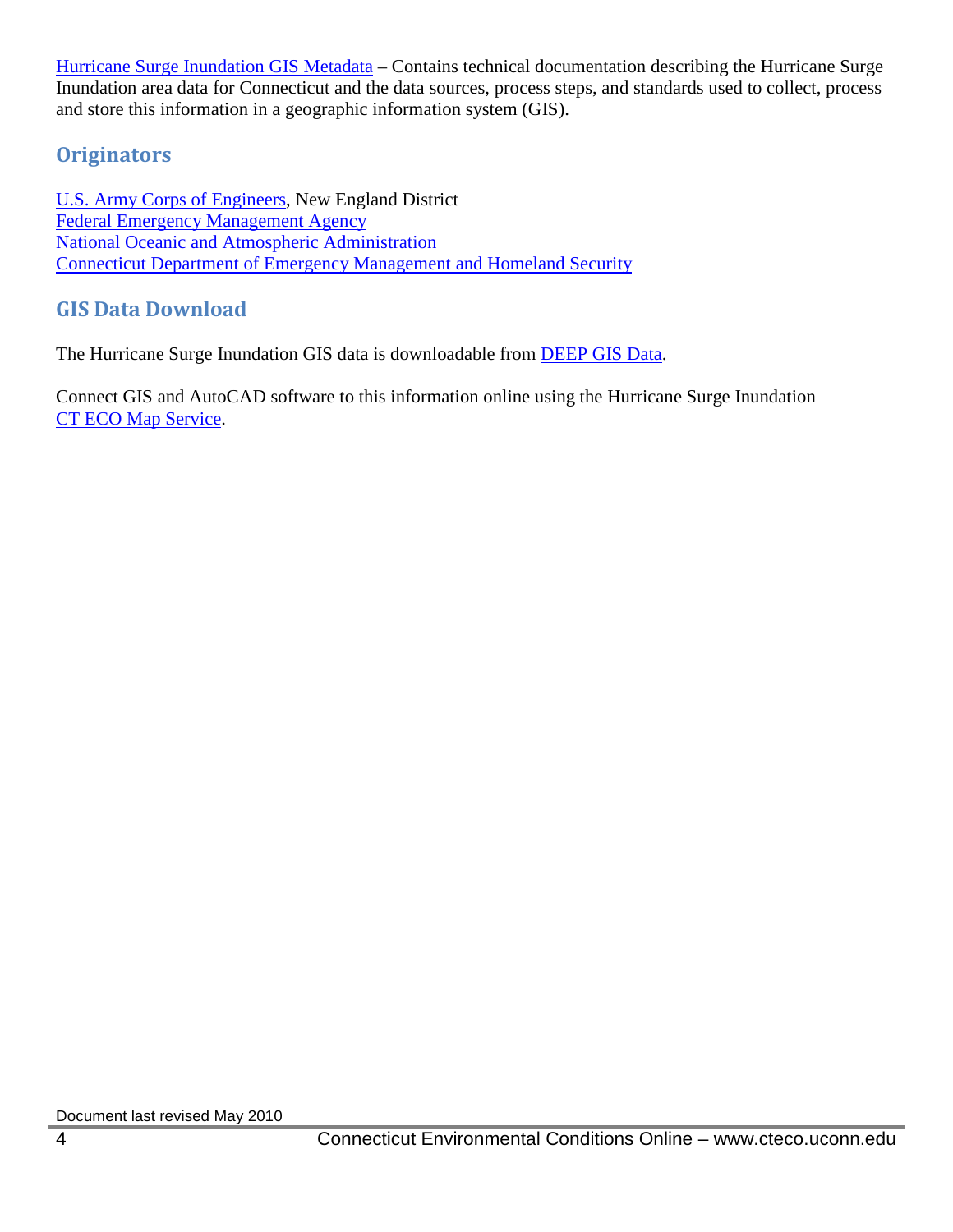Hurricane Surge Inundation GIS Metadata – Contains technical documentation describing the Hurricane Surge Inundation area data for Connecticut and the data sources, process steps, and standards used to collect, process and store this information in a geographic information system (GIS).

## Originators

U.S. Army Corps of Engineers, New England District
Federal Emergency Management Agency
National Oceanic and Atmospheric Administration
Connecticut Department of Emergency Management and Homeland Security

## GIS Data Download

The Hurricane Surge Inundation GIS data is downloadable from DEEP GIS Data.

Connect GIS and AutoCAD software to this information online using the Hurricane Surge Inundation CT ECO Map Service.

Document last revised May 2010